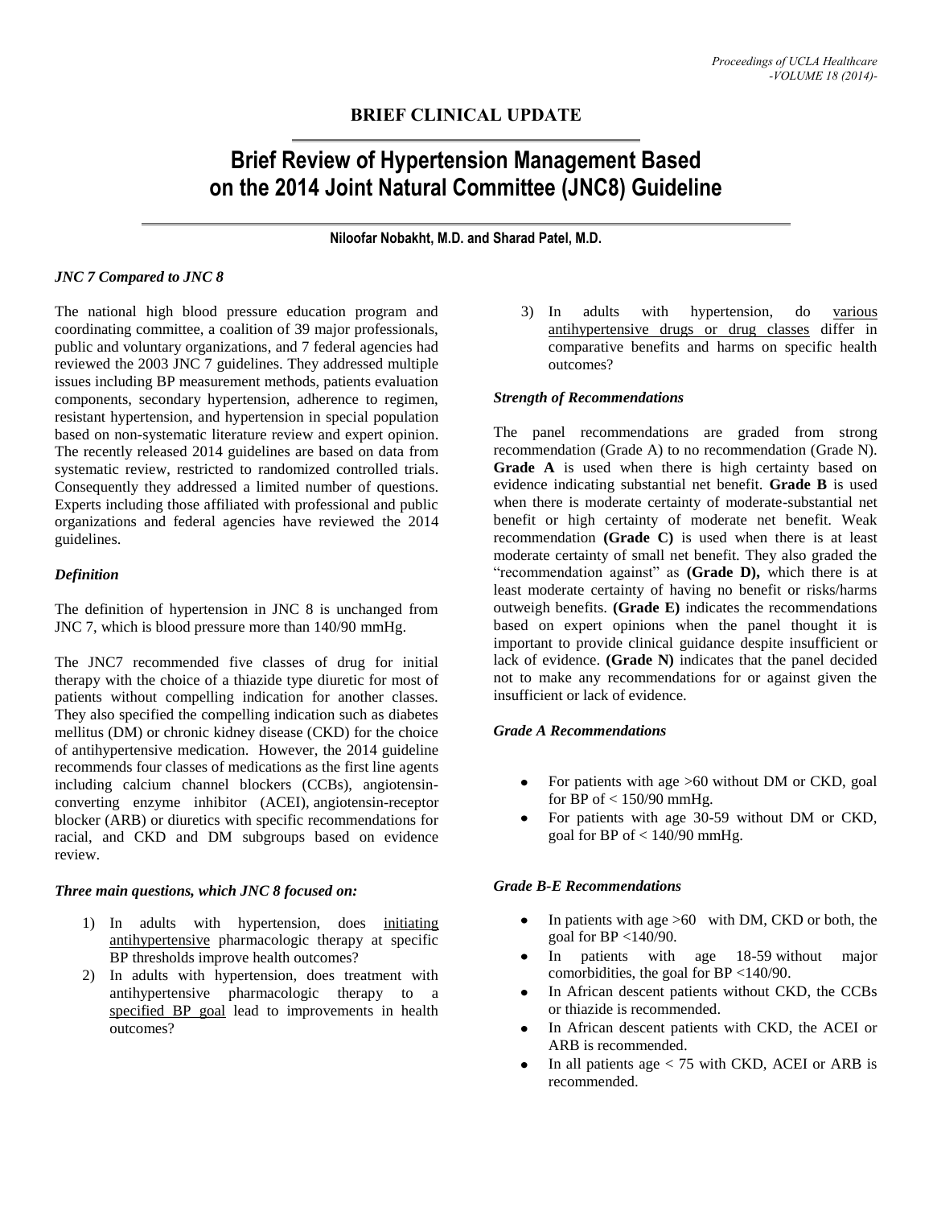**BRIEF CLINICAL UPDATE**

# Brief Review of Hypertension Management Based on the 2014 Joint Natural Committee (JNC8) Guideline

**Niloofar Nobakht, M.D. and Sharad Patel, M.D.**

### *JNC 7 Compared to JNC 8*

The national high blood pressure education program and coordinating committee, a coalition of 39 major professionals, public and voluntary organizations, and 7 federal agencies had reviewed the 2003 JNC 7 guidelines. They addressed multiple issues including BP measurement methods, patients evaluation components, secondary hypertension, adherence to regimen, resistant hypertension, and hypertension in special population based on non-systematic literature review and expert opinion. The recently released 2014 guidelines are based on data from systematic review, restricted to randomized controlled trials. Consequently they addressed a limited number of questions. Experts including those affiliated with professional and public organizations and federal agencies have reviewed the 2014 guidelines.

### *Definition*

The definition of hypertension in JNC 8 is unchanged from JNC 7, which is blood pressure more than 140/90 mmHg.

The JNC7 recommended five classes of drug for initial therapy with the choice of a thiazide type diuretic for most of patients without compelling indication for another classes. They also specified the compelling indication such as diabetes mellitus (DM) or chronic kidney disease (CKD) for the choice of antihypertensive medication. However, the 2014 guideline recommends four classes of medications as the first line agents including calcium channel blockers (CCBs), angiotensin-converting enzyme inhibitor (ACEI), angiotensin-receptor blocker (ARB) or diuretics with specific recommendations for racial, and CKD and DM subgroups based on evidence review.

### *Three main questions, which JNC 8 focused on:*

1) In adults with hypertension, does <u>initiating antihypertensive</u> pharmacologic therapy at specific BP thresholds improve health outcomes?
2) In adults with hypertension, does treatment with antihypertensive pharmacologic therapy to a <u>specified BP goal</u> lead to improvements in health outcomes?
3) In adults with hypertension, do <u>various antihypertensive drugs or drug classes</u> differ in comparative benefits and harms on specific health outcomes?

### *Strength of Recommendations*

The panel recommendations are graded from strong recommendation (Grade A) to no recommendation (Grade N). **Grade A** is used when there is high certainty based on evidence indicating substantial net benefit. **Grade B** is used when there is moderate certainty of moderate-substantial net benefit or high certainty of moderate net benefit. Weak recommendation **(Grade C)** is used when there is at least moderate certainty of small net benefit. They also graded the "recommendation against" as **(Grade D),** which there is at least moderate certainty of having no benefit or risks/harms outweigh benefits. **(Grade E)** indicates the recommendations based on expert opinions when the panel thought it is important to provide clinical guidance despite insufficient or lack of evidence. **(Grade N)** indicates that the panel decided not to make any recommendations for or against given the insufficient or lack of evidence.

### *Grade A Recommendations*

- For patients with age >60 without DM or CKD, goal for BP of < 150/90 mmHg.
- For patients with age 30-59 without DM or CKD, goal for BP of < 140/90 mmHg.

### *Grade B-E Recommendations*

- In patients with age >60 with DM, CKD or both, the goal for BP <140/90.
- In patients with age 18-59 without major comorbidities, the goal for BP <140/90.
- In African descent patients without CKD, the CCBs or thiazide is recommended.
- In African descent patients with CKD, the ACEI or ARB is recommended.
- In all patients age < 75 with CKD, ACEI or ARB is recommended.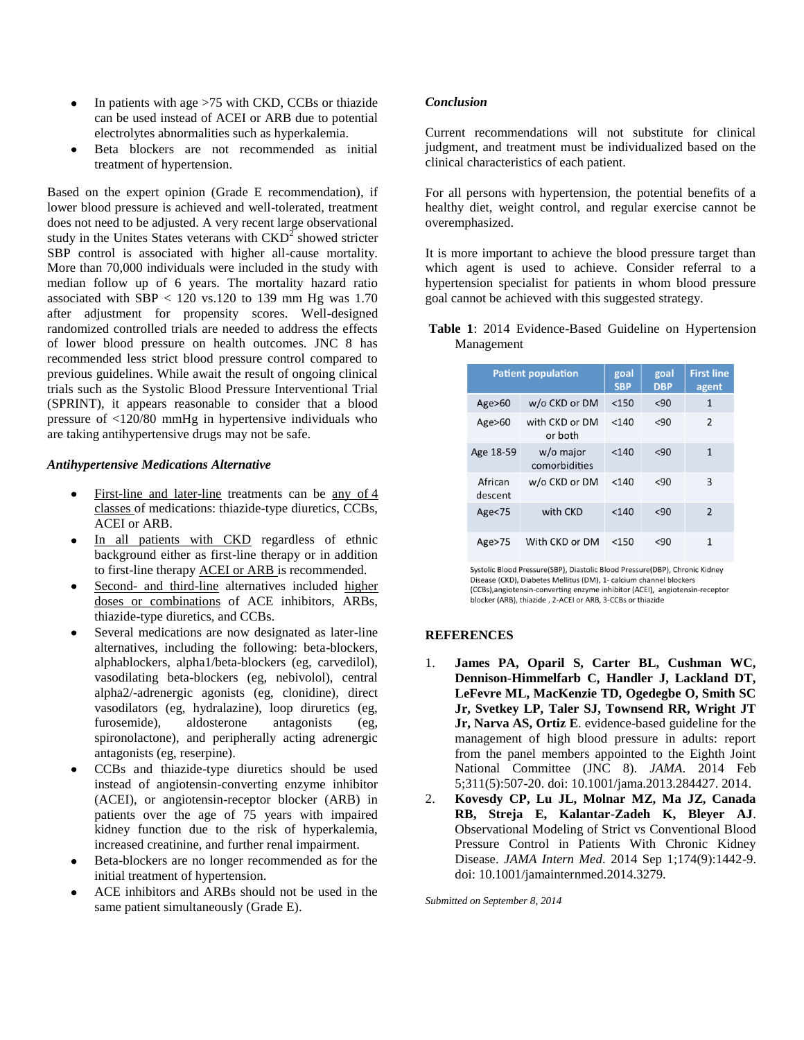- In patients with age >75 with CKD, CCBs or thiazide can be used instead of ACEI or ARB due to potential electrolytes abnormalities such as hyperkalemia.
- Beta blockers are not recommended as initial treatment of hypertension.

Based on the expert opinion (Grade E recommendation), if lower blood pressure is achieved and well-tolerated, treatment does not need to be adjusted. A very recent large observational study in the Unites States veterans with CKD[2] showed stricter SBP control is associated with higher all-cause mortality. More than 70,000 individuals were included in the study with median follow up of 6 years. The mortality hazard ratio associated with SBP < 120 vs.120 to 139 mm Hg was 1.70 after adjustment for propensity scores. Well-designed randomized controlled trials are needed to address the effects of lower blood pressure on health outcomes. JNC 8 has recommended less strict blood pressure control compared to previous guidelines. While await the result of ongoing clinical trials such as the Systolic Blood Pressure Interventional Trial (SPRINT), it appears reasonable to consider that a blood pressure of <120/80 mmHg in hypertensive individuals who are taking antihypertensive drugs may not be safe.

### *Antihypertensive Medications Alternative*

- First-line and later-line treatments can be any of 4 classes of medications: thiazide-type diuretics, CCBs, ACEI or ARB.
- In all patients with CKD regardless of ethnic background either as first-line therapy or in addition to first-line therapy ACEI or ARB is recommended.
- Second- and third-line alternatives included higher doses or combinations of ACE inhibitors, ARBs, thiazide-type diuretics, and CCBs.
- Several medications are now designated as later-line alternatives, including the following: beta-blockers, alphablockers, alpha1/beta-blockers (eg, carvedilol), vasodilating beta-blockers (eg, nebivolol), central alpha2/-adrenergic agonists (eg, clonidine), direct vasodilators (eg, hydralazine), loop diruretics (eg, furosemide), aldosterone antagonists (eg, spironolactone), and peripherally acting adrenergic antagonists (eg, reserpine).
- CCBs and thiazide-type diuretics should be used instead of angiotensin-converting enzyme inhibitor (ACEI), or angiotensin-receptor blocker (ARB) in patients over the age of 75 years with impaired kidney function due to the risk of hyperkalemia, increased creatinine, and further renal impairment.
- Beta-blockers are no longer recommended as for the initial treatment of hypertension.
- ACE inhibitors and ARBs should not be used in the same patient simultaneously (Grade E).

### *Conclusion*

Current recommendations will not substitute for clinical judgment, and treatment must be individualized based on the clinical characteristics of each patient.

For all persons with hypertension, the potential benefits of a healthy diet, weight control, and regular exercise cannot be overemphasized.

It is more important to achieve the blood pressure target than which agent is used to achieve. Consider referral to a hypertension specialist for patients in whom blood pressure goal cannot be achieved with this suggested strategy.

**Table 1**: 2014 Evidence-Based Guideline on Hypertension Management

| Patient population | | goal SBP | goal DBP | First line agent |
|---|---|---|---|---|
| Age>60 | w/o CKD or DM | <150 | <90 | 1 |
| Age>60 | with CKD or DM or both | <140 | <90 | 2 |
| Age 18-59 | w/o major comorbidities | <140 | <90 | 1 |
| African descent | w/o CKD or DM | <140 | <90 | 3 |
| Age<75 | with CKD | <140 | <90 | 2 |
| Age>75 | With CKD or DM | <150 | <90 | 1 |

Systolic Blood Pressure(SBP), Diastolic Blood Pressure(DBP), Chronic Kidney Disease (CKD), Diabetes Mellitus (DM), 1- calcium channel blockers (CCBs),angiotensin-converting enzyme inhibitor (ACEI), angiotensin-receptor blocker (ARB), thiazide , 2-ACEI or ARB, 3-CCBs or thiazide

## REFERENCES

1. **James PA, Oparil S, Carter BL, Cushman WC, Dennison-Himmelfarb C, Handler J, Lackland DT, LeFevre ML, MacKenzie TD, Ogedegbe O, Smith SC Jr, Svetkey LP, Taler SJ, Townsend RR, Wright JT Jr, Narva AS, Ortiz E**. evidence-based guideline for the management of high blood pressure in adults: report from the panel members appointed to the Eighth Joint National Committee (JNC 8). *JAMA*. 2014 Feb 5;311(5):507-20. doi: 10.1001/jama.2013.284427. 2014.
2. **Kovesdy CP, Lu JL, Molnar MZ, Ma JZ, Canada RB, Streja E, Kalantar-Zadeh K, Bleyer AJ**. Observational Modeling of Strict vs Conventional Blood Pressure Control in Patients With Chronic Kidney Disease. *JAMA Intern Med*. 2014 Sep 1;174(9):1442-9. doi: 10.1001/jamainternmed.2014.3279.

*Submitted on September 8, 2014*